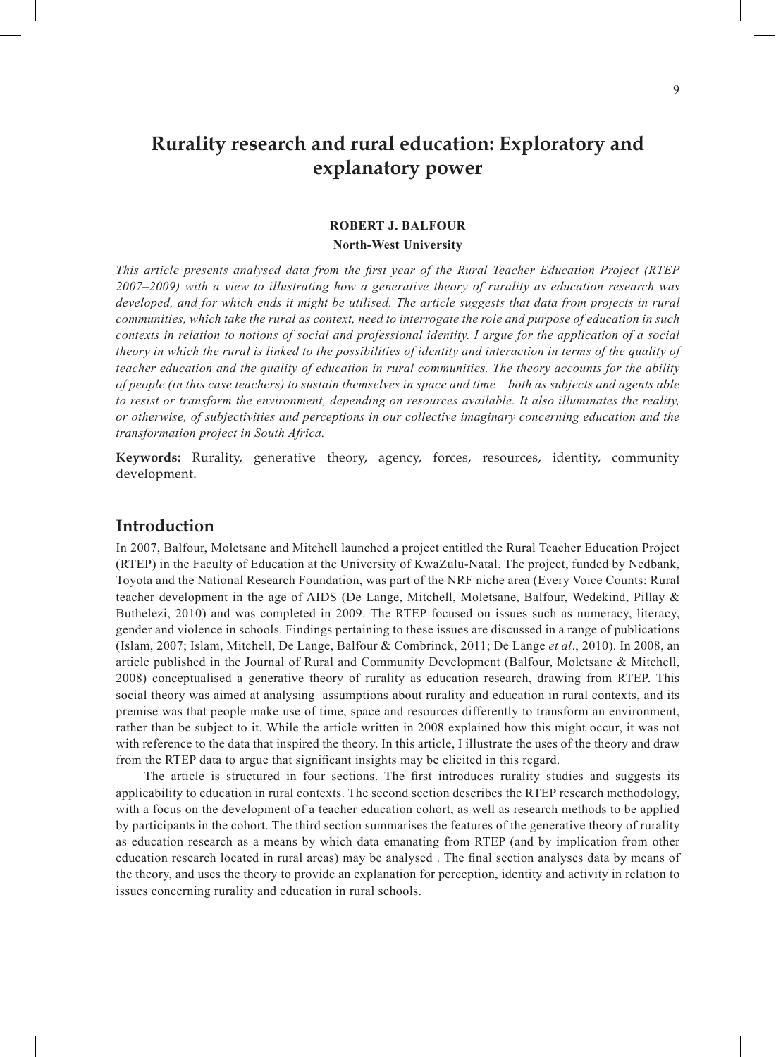# Rurality research and rural education: Exploratory and explanatory power

**ROBERT J. BALFOUR**

**North-West University**

*This article presents analysed data from the first year of the Rural Teacher Education Project (RTEP 2007–2009) with a view to illustrating how a generative theory of rurality as education research was developed, and for which ends it might be utilised. The article suggests that data from projects in rural communities, which take the rural as context, need to interrogate the role and purpose of education in such contexts in relation to notions of social and professional identity. I argue for the application of a social theory in which the rural is linked to the possibilities of identity and interaction in terms of the quality of teacher education and the quality of education in rural communities. The theory accounts for the ability of people (in this case teachers) to sustain themselves in space and time – both as subjects and agents able to resist or transform the environment, depending on resources available. It also illuminates the reality, or otherwise, of subjectivities and perceptions in our collective imaginary concerning education and the transformation project in South Africa.*

**Keywords:** Rurality, generative theory, agency, forces, resources, identity, community development.

## Introduction

In 2007, Balfour, Moletsane and Mitchell launched a project entitled the Rural Teacher Education Project (RTEP) in the Faculty of Education at the University of KwaZulu-Natal. The project, funded by Nedbank, Toyota and the National Research Foundation, was part of the NRF niche area (Every Voice Counts: Rural teacher development in the age of AIDS (De Lange, Mitchell, Moletsane, Balfour, Wedekind, Pillay & Buthelezi, 2010) and was completed in 2009. The RTEP focused on issues such as numeracy, literacy, gender and violence in schools. Findings pertaining to these issues are discussed in a range of publications (Islam, 2007; Islam, Mitchell, De Lange, Balfour & Combrinck, 2011; De Lange *et al*., 2010). In 2008, an article published in the Journal of Rural and Community Development (Balfour, Moletsane & Mitchell, 2008) conceptualised a generative theory of rurality as education research, drawing from RTEP. This social theory was aimed at analysing assumptions about rurality and education in rural contexts, and its premise was that people make use of time, space and resources differently to transform an environment, rather than be subject to it. While the article written in 2008 explained how this might occur, it was not with reference to the data that inspired the theory. In this article, I illustrate the uses of the theory and draw from the RTEP data to argue that significant insights may be elicited in this regard.

The article is structured in four sections. The first introduces rurality studies and suggests its applicability to education in rural contexts. The second section describes the RTEP research methodology, with a focus on the development of a teacher education cohort, as well as research methods to be applied by participants in the cohort. The third section summarises the features of the generative theory of rurality as education research as a means by which data emanating from RTEP (and by implication from other education research located in rural areas) may be analysed . The final section analyses data by means of the theory, and uses the theory to provide an explanation for perception, identity and activity in relation to issues concerning rurality and education in rural schools.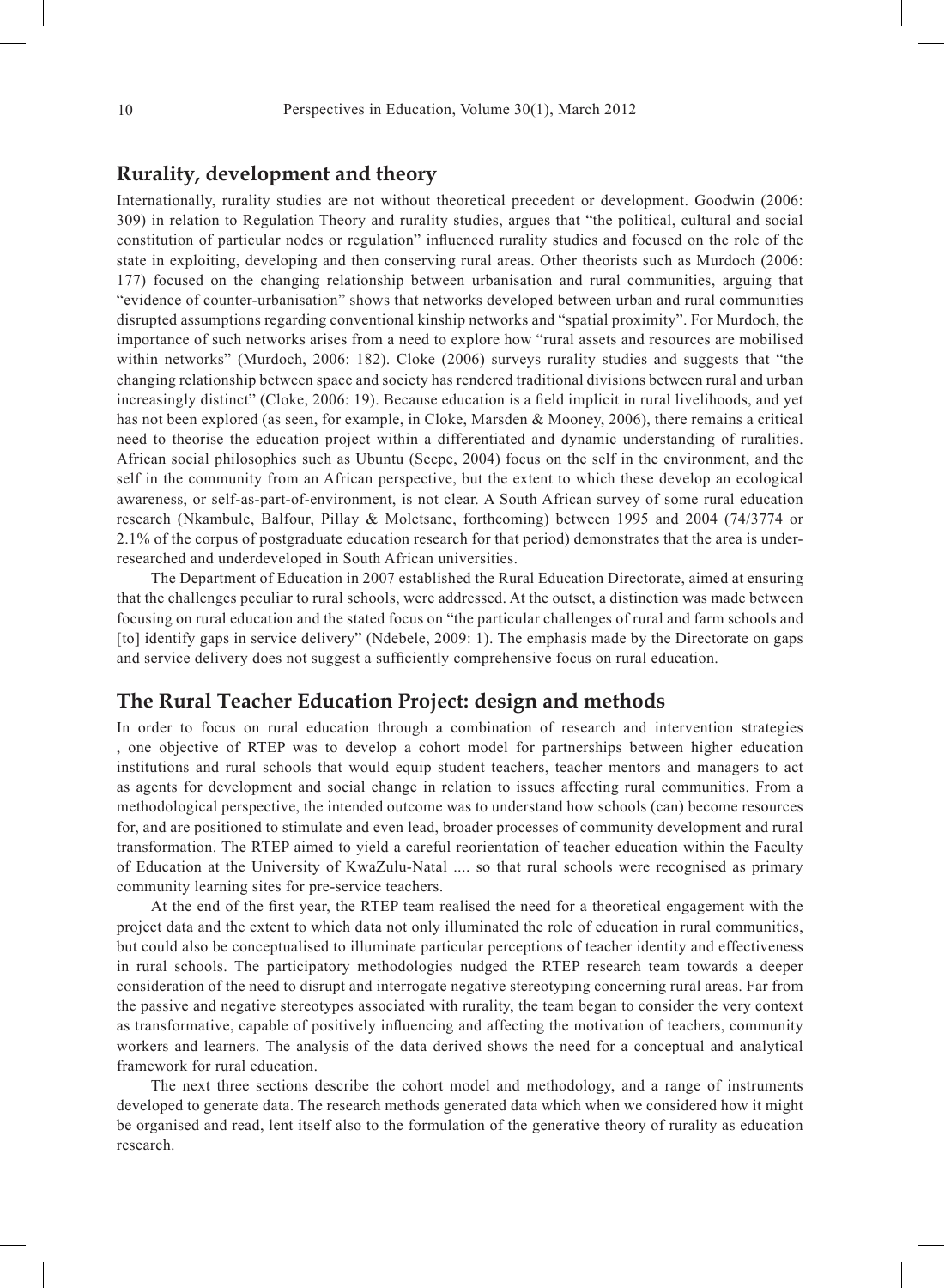## Rurality, development and theory

Internationally, rurality studies are not without theoretical precedent or development. Goodwin (2006: 309) in relation to Regulation Theory and rurality studies, argues that "the political, cultural and social constitution of particular nodes or regulation" influenced rurality studies and focused on the role of the state in exploiting, developing and then conserving rural areas. Other theorists such as Murdoch (2006: 177) focused on the changing relationship between urbanisation and rural communities, arguing that "evidence of counter-urbanisation" shows that networks developed between urban and rural communities disrupted assumptions regarding conventional kinship networks and "spatial proximity". For Murdoch, the importance of such networks arises from a need to explore how "rural assets and resources are mobilised within networks" (Murdoch, 2006: 182). Cloke (2006) surveys rurality studies and suggests that "the changing relationship between space and society has rendered traditional divisions between rural and urban increasingly distinct" (Cloke, 2006: 19). Because education is a field implicit in rural livelihoods, and yet has not been explored (as seen, for example, in Cloke, Marsden & Mooney, 2006), there remains a critical need to theorise the education project within a differentiated and dynamic understanding of ruralities. African social philosophies such as Ubuntu (Seepe, 2004) focus on the self in the environment, and the self in the community from an African perspective, but the extent to which these develop an ecological awareness, or self-as-part-of-environment, is not clear. A South African survey of some rural education research (Nkambule, Balfour, Pillay & Moletsane, forthcoming) between 1995 and 2004 (74/3774 or 2.1% of the corpus of postgraduate education research for that period) demonstrates that the area is under-researched and underdeveloped in South African universities.

The Department of Education in 2007 established the Rural Education Directorate, aimed at ensuring that the challenges peculiar to rural schools, were addressed. At the outset, a distinction was made between focusing on rural education and the stated focus on "the particular challenges of rural and farm schools and [to] identify gaps in service delivery" (Ndebele, 2009: 1). The emphasis made by the Directorate on gaps and service delivery does not suggest a sufficiently comprehensive focus on rural education.

## The Rural Teacher Education Project: design and methods

In order to focus on rural education through a combination of research and intervention strategies , one objective of RTEP was to develop a cohort model for partnerships between higher education institutions and rural schools that would equip student teachers, teacher mentors and managers to act as agents for development and social change in relation to issues affecting rural communities. From a methodological perspective, the intended outcome was to understand how schools (can) become resources for, and are positioned to stimulate and even lead, broader processes of community development and rural transformation. The RTEP aimed to yield a careful reorientation of teacher education within the Faculty of Education at the University of KwaZulu-Natal .... so that rural schools were recognised as primary community learning sites for pre-service teachers.

At the end of the first year, the RTEP team realised the need for a theoretical engagement with the project data and the extent to which data not only illuminated the role of education in rural communities, but could also be conceptualised to illuminate particular perceptions of teacher identity and effectiveness in rural schools. The participatory methodologies nudged the RTEP research team towards a deeper consideration of the need to disrupt and interrogate negative stereotyping concerning rural areas. Far from the passive and negative stereotypes associated with rurality, the team began to consider the very context as transformative, capable of positively influencing and affecting the motivation of teachers, community workers and learners. The analysis of the data derived shows the need for a conceptual and analytical framework for rural education.

The next three sections describe the cohort model and methodology, and a range of instruments developed to generate data. The research methods generated data which when we considered how it might be organised and read, lent itself also to the formulation of the generative theory of rurality as education research.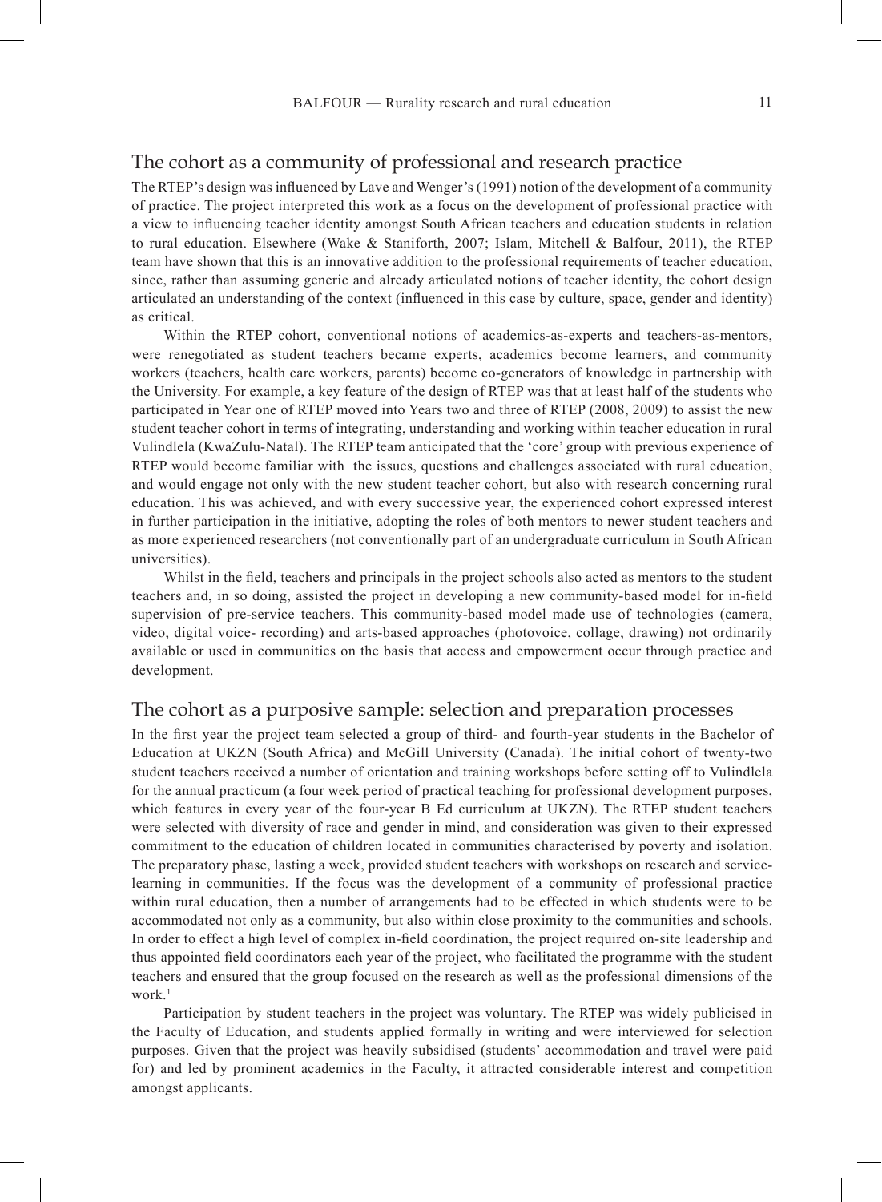## The cohort as a community of professional and research practice

The RTEP's design was influenced by Lave and Wenger's (1991) notion of the development of a community of practice. The project interpreted this work as a focus on the development of professional practice with a view to influencing teacher identity amongst South African teachers and education students in relation to rural education. Elsewhere (Wake & Staniforth, 2007; Islam, Mitchell & Balfour, 2011), the RTEP team have shown that this is an innovative addition to the professional requirements of teacher education, since, rather than assuming generic and already articulated notions of teacher identity, the cohort design articulated an understanding of the context (influenced in this case by culture, space, gender and identity) as critical.

Within the RTEP cohort, conventional notions of academics-as-experts and teachers-as-mentors, were renegotiated as student teachers became experts, academics become learners, and community workers (teachers, health care workers, parents) become co-generators of knowledge in partnership with the University. For example, a key feature of the design of RTEP was that at least half of the students who participated in Year one of RTEP moved into Years two and three of RTEP (2008, 2009) to assist the new student teacher cohort in terms of integrating, understanding and working within teacher education in rural Vulindlela (KwaZulu-Natal). The RTEP team anticipated that the 'core' group with previous experience of RTEP would become familiar with the issues, questions and challenges associated with rural education, and would engage not only with the new student teacher cohort, but also with research concerning rural education. This was achieved, and with every successive year, the experienced cohort expressed interest in further participation in the initiative, adopting the roles of both mentors to newer student teachers and as more experienced researchers (not conventionally part of an undergraduate curriculum in South African universities).

Whilst in the field, teachers and principals in the project schools also acted as mentors to the student teachers and, in so doing, assisted the project in developing a new community-based model for in-field supervision of pre-service teachers. This community-based model made use of technologies (camera, video, digital voice- recording) and arts-based approaches (photovoice, collage, drawing) not ordinarily available or used in communities on the basis that access and empowerment occur through practice and development.

## The cohort as a purposive sample: selection and preparation processes

In the first year the project team selected a group of third- and fourth-year students in the Bachelor of Education at UKZN (South Africa) and McGill University (Canada). The initial cohort of twenty-two student teachers received a number of orientation and training workshops before setting off to Vulindlela for the annual practicum (a four week period of practical teaching for professional development purposes, which features in every year of the four-year B Ed curriculum at UKZN). The RTEP student teachers were selected with diversity of race and gender in mind, and consideration was given to their expressed commitment to the education of children located in communities characterised by poverty and isolation. The preparatory phase, lasting a week, provided student teachers with workshops on research and service-learning in communities. If the focus was the development of a community of professional practice within rural education, then a number of arrangements had to be effected in which students were to be accommodated not only as a community, but also within close proximity to the communities and schools. In order to effect a high level of complex in-field coordination, the project required on-site leadership and thus appointed field coordinators each year of the project, who facilitated the programme with the student teachers and ensured that the group focused on the research as well as the professional dimensions of the work.[1]

Participation by student teachers in the project was voluntary. The RTEP was widely publicised in the Faculty of Education, and students applied formally in writing and were interviewed for selection purposes. Given that the project was heavily subsidised (students' accommodation and travel were paid for) and led by prominent academics in the Faculty, it attracted considerable interest and competition amongst applicants.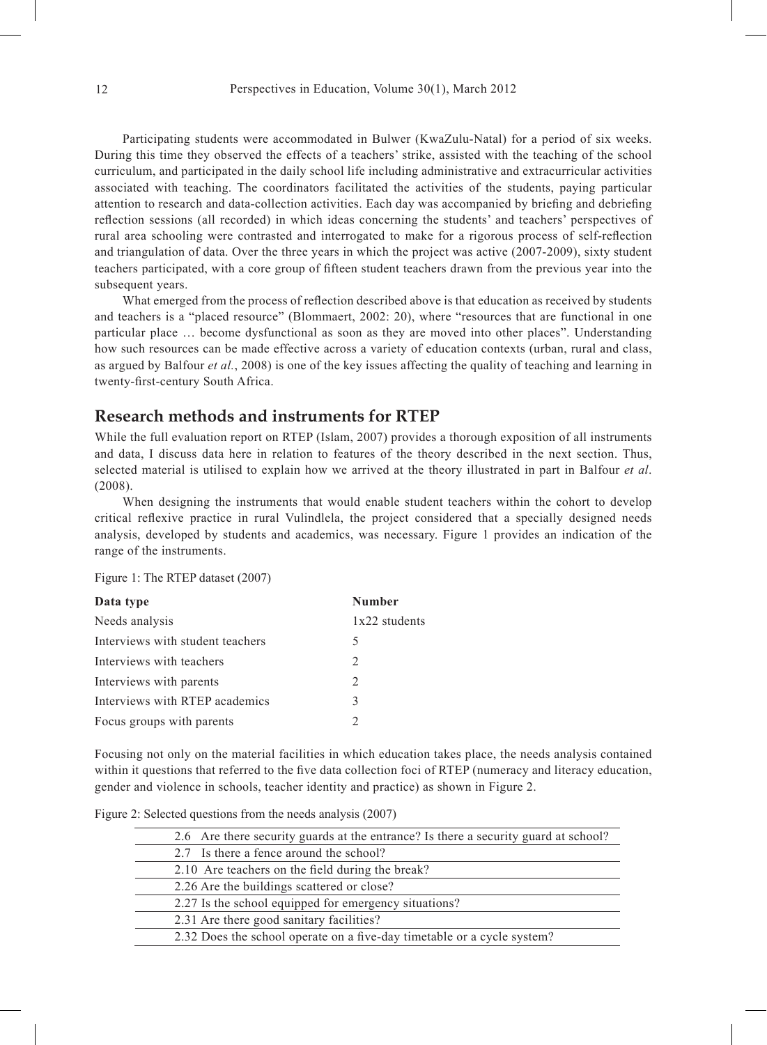Participating students were accommodated in Bulwer (KwaZulu-Natal) for a period of six weeks. During this time they observed the effects of a teachers' strike, assisted with the teaching of the school curriculum, and participated in the daily school life including administrative and extracurricular activities associated with teaching. The coordinators facilitated the activities of the students, paying particular attention to research and data-collection activities. Each day was accompanied by briefing and debriefing reflection sessions (all recorded) in which ideas concerning the students' and teachers' perspectives of rural area schooling were contrasted and interrogated to make for a rigorous process of self-reflection and triangulation of data. Over the three years in which the project was active (2007-2009), sixty student teachers participated, with a core group of fifteen student teachers drawn from the previous year into the subsequent years.

What emerged from the process of reflection described above is that education as received by students and teachers is a "placed resource" (Blommaert, 2002: 20), where "resources that are functional in one particular place … become dysfunctional as soon as they are moved into other places". Understanding how such resources can be made effective across a variety of education contexts (urban, rural and class, as argued by Balfour *et al.*, 2008) is one of the key issues affecting the quality of teaching and learning in twenty-first-century South Africa.

## Research methods and instruments for RTEP

While the full evaluation report on RTEP (Islam, 2007) provides a thorough exposition of all instruments and data, I discuss data here in relation to features of the theory described in the next section. Thus, selected material is utilised to explain how we arrived at the theory illustrated in part in Balfour *et al*. (2008).

When designing the instruments that would enable student teachers within the cohort to develop critical reflexive practice in rural Vulindlela, the project considered that a specially designed needs analysis, developed by students and academics, was necessary. Figure 1 provides an indication of the range of the instruments.

Figure 1: The RTEP dataset (2007)

| Data type | Number |
|---|---|
| Needs analysis | 1x22 students |
| Interviews with student teachers | 5 |
| Interviews with teachers | 2 |
| Interviews with parents | 2 |
| Interviews with RTEP academics | 3 |
| Focus groups with parents | 2 |

Focusing not only on the material facilities in which education takes place, the needs analysis contained within it questions that referred to the five data collection foci of RTEP (numeracy and literacy education, gender and violence in schools, teacher identity and practice) as shown in Figure 2.

Figure 2: Selected questions from the needs analysis (2007)

| |
|---|
| 2.6 Are there security guards at the entrance? Is there a security guard at school? |
| 2.7 Is there a fence around the school? |
| 2.10 Are teachers on the field during the break? |
| 2.26 Are the buildings scattered or close? |
| 2.27 Is the school equipped for emergency situations? |
| 2.31 Are there good sanitary facilities? |
| 2.32 Does the school operate on a five-day timetable or a cycle system? |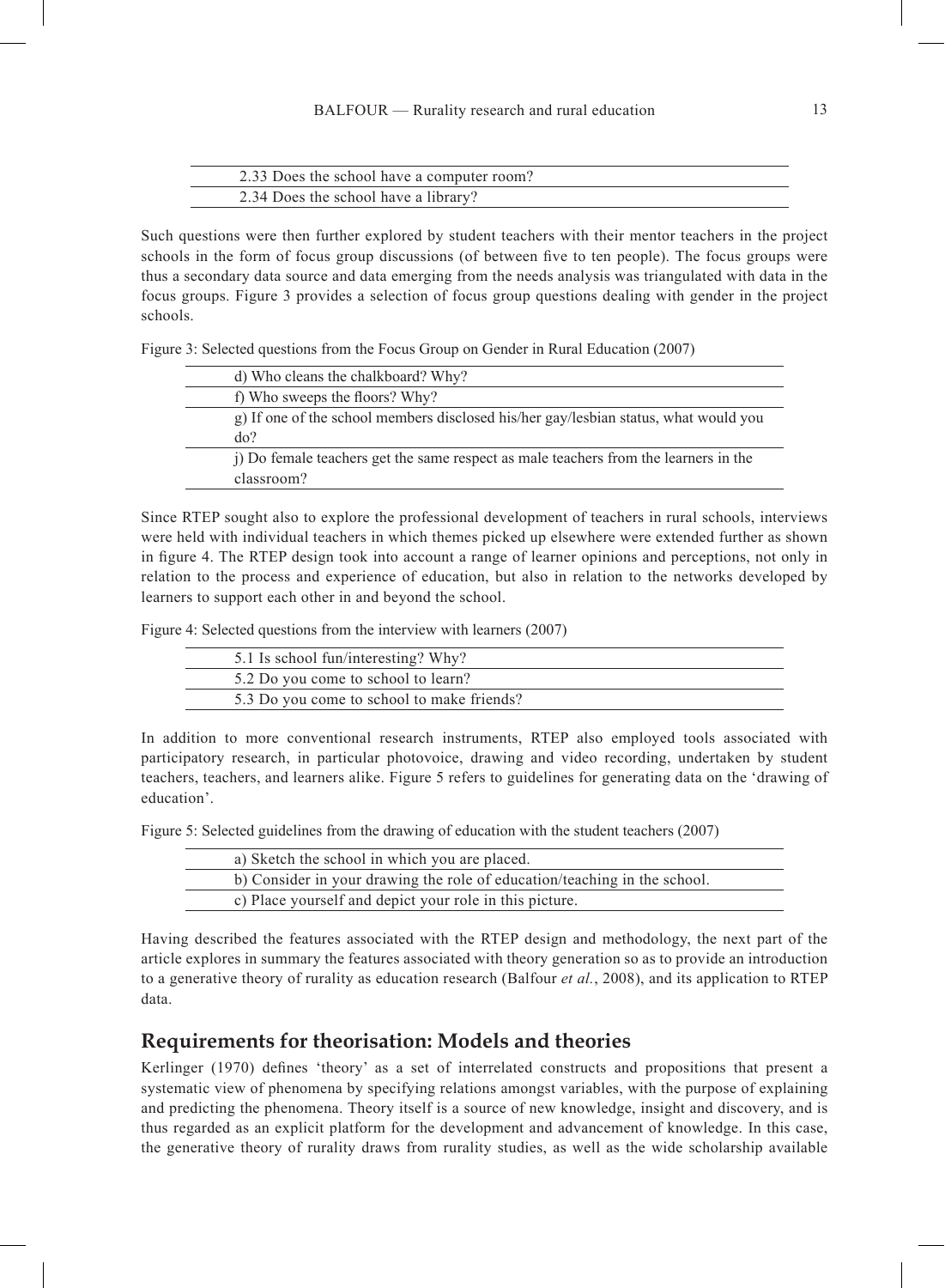| 2.33 Does the school have a computer room? |
|---|
| 2.34 Does the school have a library? |

Such questions were then further explored by student teachers with their mentor teachers in the project schools in the form of focus group discussions (of between five to ten people). The focus groups were thus a secondary data source and data emerging from the needs analysis was triangulated with data in the focus groups. Figure 3 provides a selection of focus group questions dealing with gender in the project schools.

Figure 3: Selected questions from the Focus Group on Gender in Rural Education (2007)

| d) Who cleans the chalkboard? Why? |
|---|
| f) Who sweeps the floors? Why? |
| g) If one of the school members disclosed his/her gay/lesbian status, what would you do? |
| j) Do female teachers get the same respect as male teachers from the learners in the classroom? |

Since RTEP sought also to explore the professional development of teachers in rural schools, interviews were held with individual teachers in which themes picked up elsewhere were extended further as shown in figure 4. The RTEP design took into account a range of learner opinions and perceptions, not only in relation to the process and experience of education, but also in relation to the networks developed by learners to support each other in and beyond the school.

Figure 4: Selected questions from the interview with learners (2007)

| 5.1 Is school fun/interesting? Why? |
|---|
| 5.2 Do you come to school to learn? |
| 5.3 Do you come to school to make friends? |

In addition to more conventional research instruments, RTEP also employed tools associated with participatory research, in particular photovoice, drawing and video recording, undertaken by student teachers, teachers, and learners alike. Figure 5 refers to guidelines for generating data on the 'drawing of education'.

Figure 5: Selected guidelines from the drawing of education with the student teachers (2007)

| a) Sketch the school in which you are placed. |
|---|
| b) Consider in your drawing the role of education/teaching in the school. |
| c) Place yourself and depict your role in this picture. |

Having described the features associated with the RTEP design and methodology, the next part of the article explores in summary the features associated with theory generation so as to provide an introduction to a generative theory of rurality as education research (Balfour *et al.*, 2008), and its application to RTEP data.

## Requirements for theorisation: Models and theories

Kerlinger (1970) defines 'theory' as a set of interrelated constructs and propositions that present a systematic view of phenomena by specifying relations amongst variables, with the purpose of explaining and predicting the phenomena. Theory itself is a source of new knowledge, insight and discovery, and is thus regarded as an explicit platform for the development and advancement of knowledge. In this case, the generative theory of rurality draws from rurality studies, as well as the wide scholarship available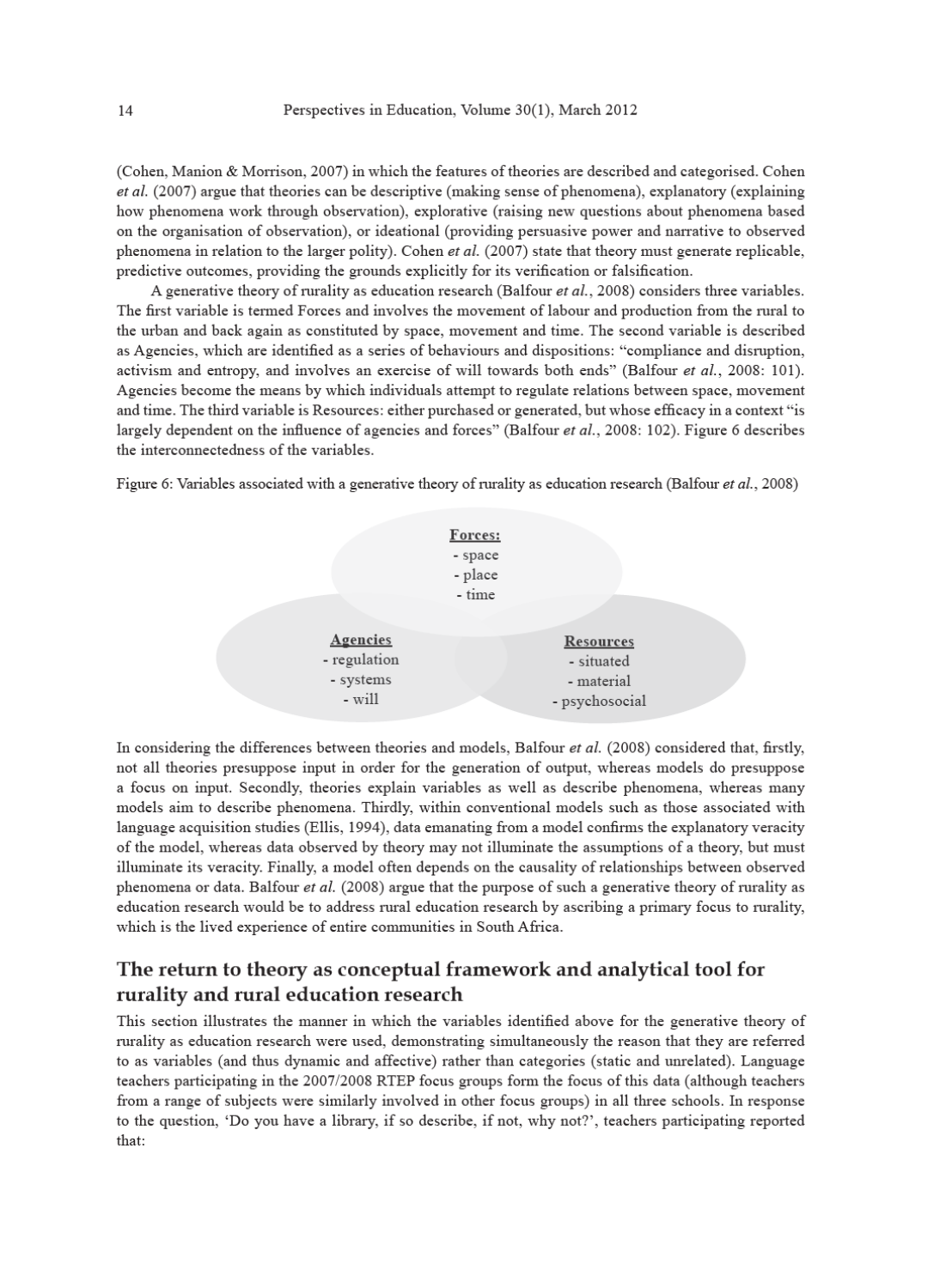(Cohen, Manion & Morrison, 2007) in which the features of theories are described and categorised. Cohen *et al.* (2007) argue that theories can be descriptive (making sense of phenomena), explanatory (explaining how phenomena work through observation), explorative (raising new questions about phenomena based on the organisation of observation), or ideational (providing persuasive power and narrative to observed phenomena in relation to the larger polity). Cohen *et al.* (2007) state that theory must generate replicable, predictive outcomes, providing the grounds explicitly for its verification or falsification.

A generative theory of rurality as education research (Balfour *et al.*, 2008) considers three variables. The first variable is termed Forces and involves the movement of labour and production from the rural to the urban and back again as constituted by space, movement and time. The second variable is described as Agencies, which are identified as a series of behaviours and dispositions: "compliance and disruption, activism and entropy, and involves an exercise of will towards both ends" (Balfour *et al.*, 2008: 101). Agencies become the means by which individuals attempt to regulate relations between space, movement and time. The third variable is Resources: either purchased or generated, but whose efficacy in a context "is largely dependent on the influence of agencies and forces" (Balfour *et al.*, 2008: 102). Figure 6 describes the interconnectedness of the variables.

Figure 6: Variables associated with a generative theory of rurality as education research (Balfour *et al.*, 2008)

**Forces:**
- space
- place
- time

**Agencies**
- regulation
- systems
- will

**Resources**
- situated
- material
- psychosocial

In considering the differences between theories and models, Balfour *et al.* (2008) considered that, firstly, not all theories presuppose input in order for the generation of output, whereas models do presuppose a focus on input. Secondly, theories explain variables as well as describe phenomena, whereas many models aim to describe phenomena. Thirdly, within conventional models such as those associated with language acquisition studies (Ellis, 1994), data emanating from a model confirms the explanatory veracity of the model, whereas data observed by theory may not illuminate the assumptions of a theory, but must illuminate its veracity. Finally, a model often depends on the causality of relationships between observed phenomena or data. Balfour *et al.* (2008) argue that the purpose of such a generative theory of rurality as education research would be to address rural education research by ascribing a primary focus to rurality, which is the lived experience of entire communities in South Africa.

## The return to theory as conceptual framework and analytical tool for rurality and rural education research

This section illustrates the manner in which the variables identified above for the generative theory of rurality as education research were used, demonstrating simultaneously the reason that they are referred to as variables (and thus dynamic and affective) rather than categories (static and unrelated). Language teachers participating in the 2007/2008 RTEP focus groups form the focus of this data (although teachers from a range of subjects were similarly involved in other focus groups) in all three schools. In response to the question, 'Do you have a library, if so describe, if not, why not?', teachers participating reported that: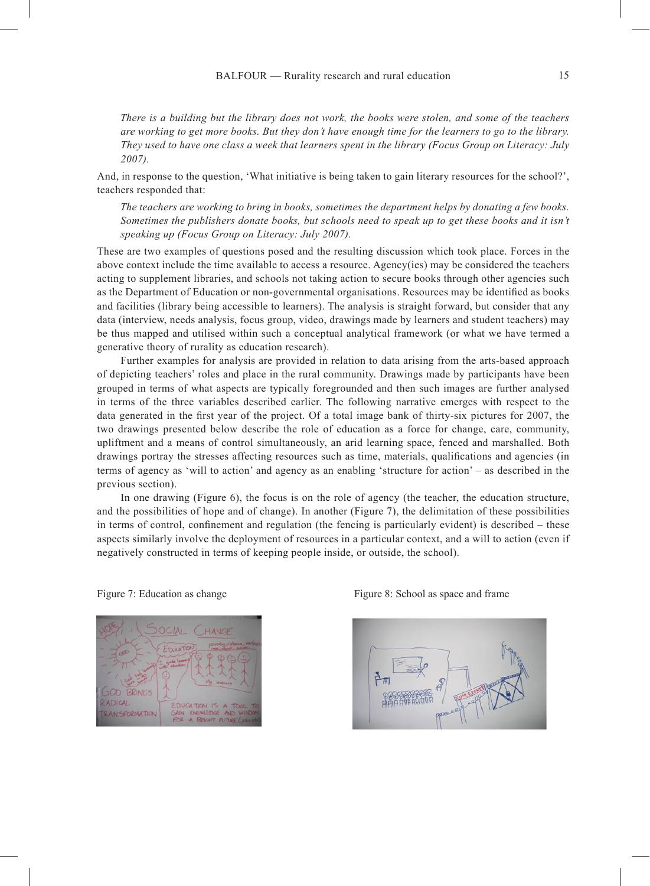> *There is a building but the library does not work, the books were stolen, and some of the teachers are working to get more books. But they don't have enough time for the learners to go to the library. They used to have one class a week that learners spent in the library (Focus Group on Literacy: July 2007).*

And, in response to the question, 'What initiative is being taken to gain literary resources for the school?', teachers responded that:

> *The teachers are working to bring in books, sometimes the department helps by donating a few books. Sometimes the publishers donate books, but schools need to speak up to get these books and it isn't speaking up (Focus Group on Literacy: July 2007).*

These are two examples of questions posed and the resulting discussion which took place. Forces in the above context include the time available to access a resource. Agency(ies) may be considered the teachers acting to supplement libraries, and schools not taking action to secure books through other agencies such as the Department of Education or non-governmental organisations. Resources may be identified as books and facilities (library being accessible to learners). The analysis is straight forward, but consider that any data (interview, needs analysis, focus group, video, drawings made by learners and student teachers) may be thus mapped and utilised within such a conceptual analytical framework (or what we have termed a generative theory of rurality as education research).

Further examples for analysis are provided in relation to data arising from the arts-based approach of depicting teachers' roles and place in the rural community. Drawings made by participants have been grouped in terms of what aspects are typically foregrounded and then such images are further analysed in terms of the three variables described earlier. The following narrative emerges with respect to the data generated in the first year of the project. Of a total image bank of thirty-six pictures for 2007, the two drawings presented below describe the role of education as a force for change, care, community, upliftment and a means of control simultaneously, an arid learning space, fenced and marshalled. Both drawings portray the stresses affecting resources such as time, materials, qualifications and agencies (in terms of agency as 'will to action' and agency as an enabling 'structure for action' – as described in the previous section).

In one drawing (Figure 6), the focus is on the role of agency (the teacher, the education structure, and the possibilities of hope and of change). In another (Figure 7), the delimitation of these possibilities in terms of control, confinement and regulation (the fencing is particularly evident) is described – these aspects similarly involve the deployment of resources in a particular context, and a will to action (even if negatively constructed in terms of keeping people inside, or outside, the school).

Figure 7: Education as change

Figure 8: School as space and frame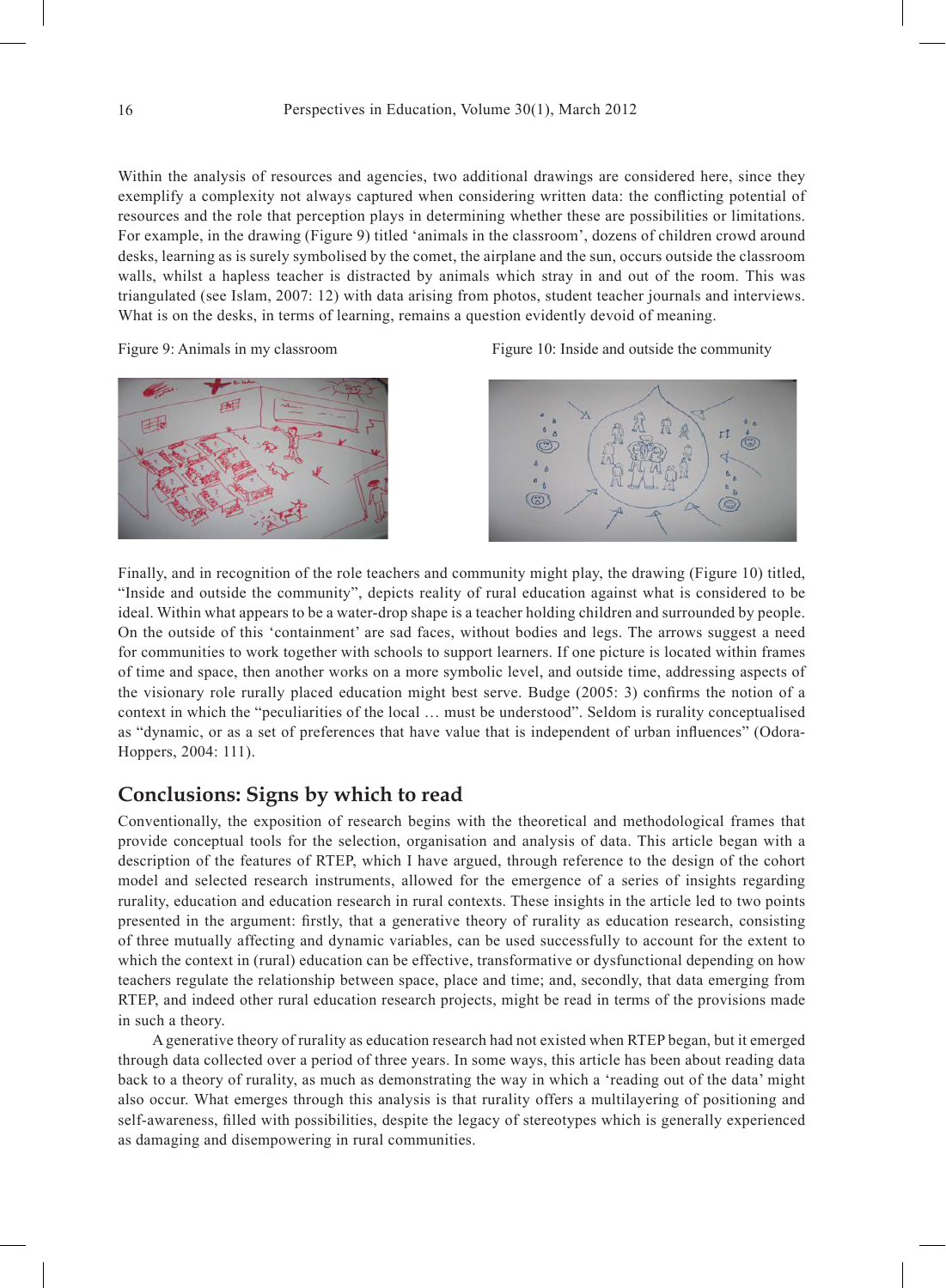Within the analysis of resources and agencies, two additional drawings are considered here, since they exemplify a complexity not always captured when considering written data: the conflicting potential of resources and the role that perception plays in determining whether these are possibilities or limitations. For example, in the drawing (Figure 9) titled 'animals in the classroom', dozens of children crowd around desks, learning as is surely symbolised by the comet, the airplane and the sun, occurs outside the classroom walls, whilst a hapless teacher is distracted by animals which stray in and out of the room. This was triangulated (see Islam, 2007: 12) with data arising from photos, student teacher journals and interviews. What is on the desks, in terms of learning, remains a question evidently devoid of meaning.

Figure 9: Animals in my classroom

Figure 10: Inside and outside the community

Finally, and in recognition of the role teachers and community might play, the drawing (Figure 10) titled, "Inside and outside the community", depicts reality of rural education against what is considered to be ideal. Within what appears to be a water-drop shape is a teacher holding children and surrounded by people. On the outside of this 'containment' are sad faces, without bodies and legs. The arrows suggest a need for communities to work together with schools to support learners. If one picture is located within frames of time and space, then another works on a more symbolic level, and outside time, addressing aspects of the visionary role rurally placed education might best serve. Budge (2005: 3) confirms the notion of a context in which the "peculiarities of the local … must be understood". Seldom is rurality conceptualised as "dynamic, or as a set of preferences that have value that is independent of urban influences" (Odora-Hoppers, 2004: 111).

## Conclusions: Signs by which to read

Conventionally, the exposition of research begins with the theoretical and methodological frames that provide conceptual tools for the selection, organisation and analysis of data. This article began with a description of the features of RTEP, which I have argued, through reference to the design of the cohort model and selected research instruments, allowed for the emergence of a series of insights regarding rurality, education and education research in rural contexts. These insights in the article led to two points presented in the argument: firstly, that a generative theory of rurality as education research, consisting of three mutually affecting and dynamic variables, can be used successfully to account for the extent to which the context in (rural) education can be effective, transformative or dysfunctional depending on how teachers regulate the relationship between space, place and time; and, secondly, that data emerging from RTEP, and indeed other rural education research projects, might be read in terms of the provisions made in such a theory.

A generative theory of rurality as education research had not existed when RTEP began, but it emerged through data collected over a period of three years. In some ways, this article has been about reading data back to a theory of rurality, as much as demonstrating the way in which a 'reading out of the data' might also occur. What emerges through this analysis is that rurality offers a multilayering of positioning and self-awareness, filled with possibilities, despite the legacy of stereotypes which is generally experienced as damaging and disempowering in rural communities.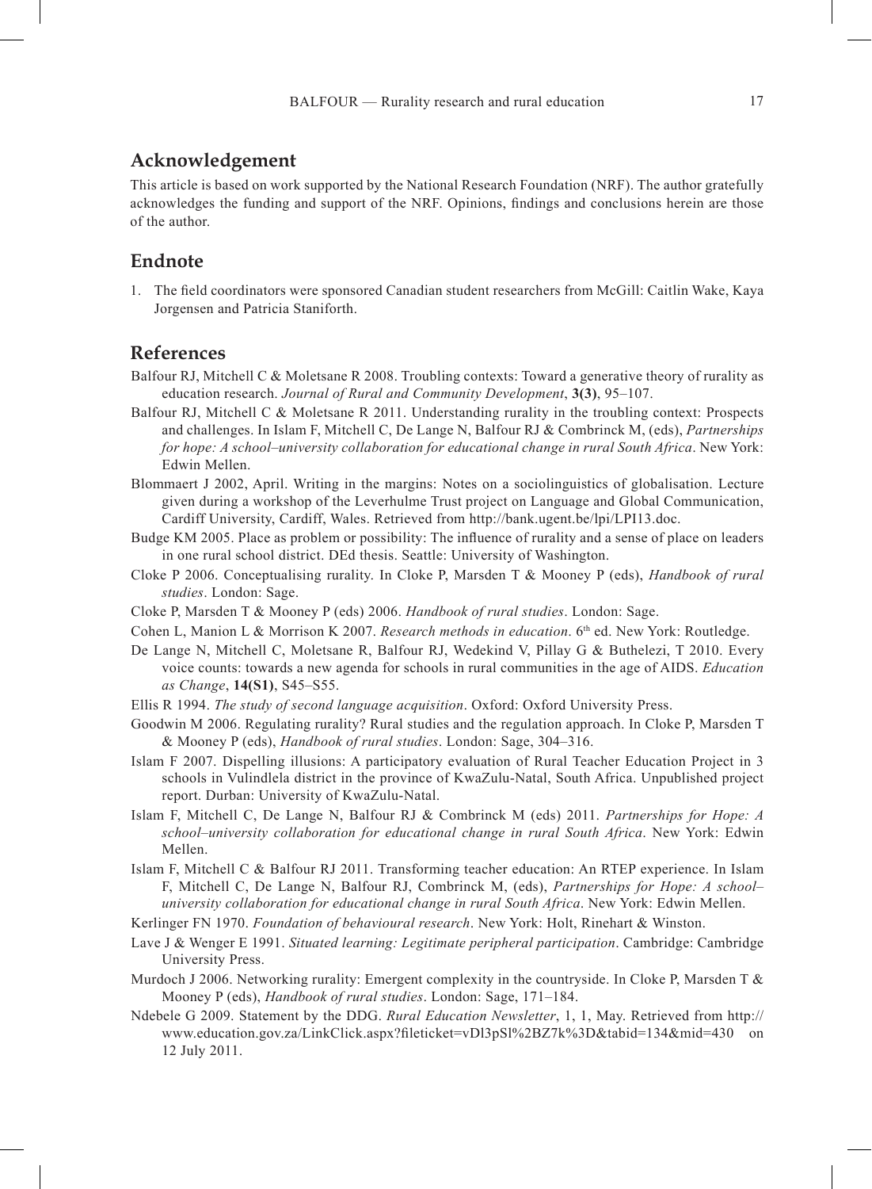## Acknowledgement

This article is based on work supported by the National Research Foundation (NRF). The author gratefully acknowledges the funding and support of the NRF. Opinions, findings and conclusions herein are those of the author.

## Endnote

1. The field coordinators were sponsored Canadian student researchers from McGill: Caitlin Wake, Kaya Jorgensen and Patricia Staniforth.

## References

Balfour RJ, Mitchell C & Moletsane R 2008. Troubling contexts: Toward a generative theory of rurality as education research. *Journal of Rural and Community Development*, **3(3)**, 95–107.

Balfour RJ, Mitchell C & Moletsane R 2011. Understanding rurality in the troubling context: Prospects and challenges. In Islam F, Mitchell C, De Lange N, Balfour RJ & Combrinck M, (eds), *Partnerships for hope: A school–university collaboration for educational change in rural South Africa*. New York: Edwin Mellen.

Blommaert J 2002, April. Writing in the margins: Notes on a sociolinguistics of globalisation. Lecture given during a workshop of the Leverhulme Trust project on Language and Global Communication, Cardiff University, Cardiff, Wales. Retrieved from http://bank.ugent.be/lpi/LPI13.doc.

Budge KM 2005. Place as problem or possibility: The influence of rurality and a sense of place on leaders in one rural school district. DEd thesis. Seattle: University of Washington.

Cloke P 2006. Conceptualising rurality. In Cloke P, Marsden T & Mooney P (eds), *Handbook of rural studies*. London: Sage.

Cloke P, Marsden T & Mooney P (eds) 2006. *Handbook of rural studies*. London: Sage.

Cohen L, Manion L & Morrison K 2007. *Research methods in education*. 6th ed. New York: Routledge.

De Lange N, Mitchell C, Moletsane R, Balfour RJ, Wedekind V, Pillay G & Buthelezi, T 2010. Every voice counts: towards a new agenda for schools in rural communities in the age of AIDS. *Education as Change*, **14(S1)**, S45–S55.

Ellis R 1994. *The study of second language acquisition*. Oxford: Oxford University Press.

Goodwin M 2006. Regulating rurality? Rural studies and the regulation approach. In Cloke P, Marsden T & Mooney P (eds), *Handbook of rural studies*. London: Sage, 304–316.

Islam F 2007. Dispelling illusions: A participatory evaluation of Rural Teacher Education Project in 3 schools in Vulindlela district in the province of KwaZulu-Natal, South Africa. Unpublished project report. Durban: University of KwaZulu-Natal.

Islam F, Mitchell C, De Lange N, Balfour RJ & Combrinck M (eds) 2011. *Partnerships for Hope: A school–university collaboration for educational change in rural South Africa*. New York: Edwin Mellen.

Islam F, Mitchell C & Balfour RJ 2011. Transforming teacher education: An RTEP experience. In Islam F, Mitchell C, De Lange N, Balfour RJ, Combrinck M, (eds), *Partnerships for Hope: A school–university collaboration for educational change in rural South Africa*. New York: Edwin Mellen.

Kerlinger FN 1970. *Foundation of behavioural research*. New York: Holt, Rinehart & Winston.

Lave J & Wenger E 1991. *Situated learning: Legitimate peripheral participation*. Cambridge: Cambridge University Press.

Murdoch J 2006. Networking rurality: Emergent complexity in the countryside. In Cloke P, Marsden T & Mooney P (eds), *Handbook of rural studies*. London: Sage, 171–184.

Ndebele G 2009. Statement by the DDG. *Rural Education Newsletter*, 1, 1, May. Retrieved from http://www.education.gov.za/LinkClick.aspx?fileticket=vDl3pSl%2BZ7k%3D&tabid=134&mid=430 on 12 July 2011.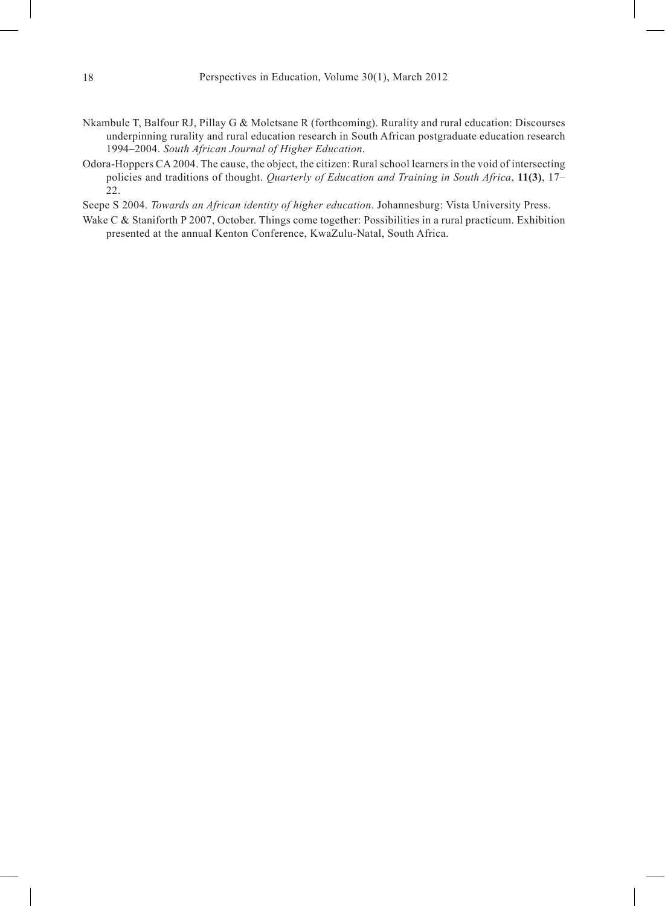Nkambule T, Balfour RJ, Pillay G & Moletsane R (forthcoming). Rurality and rural education: Discourses underpinning rurality and rural education research in South African postgraduate education research 1994–2004. *South African Journal of Higher Education*.

Odora-Hoppers CA 2004. The cause, the object, the citizen: Rural school learners in the void of intersecting policies and traditions of thought. *Quarterly of Education and Training in South Africa*, **11(3)**, 17–22.

Seepe S 2004. *Towards an African identity of higher education*. Johannesburg: Vista University Press.

Wake C & Staniforth P 2007, October. Things come together: Possibilities in a rural practicum. Exhibition presented at the annual Kenton Conference, KwaZulu-Natal, South Africa.